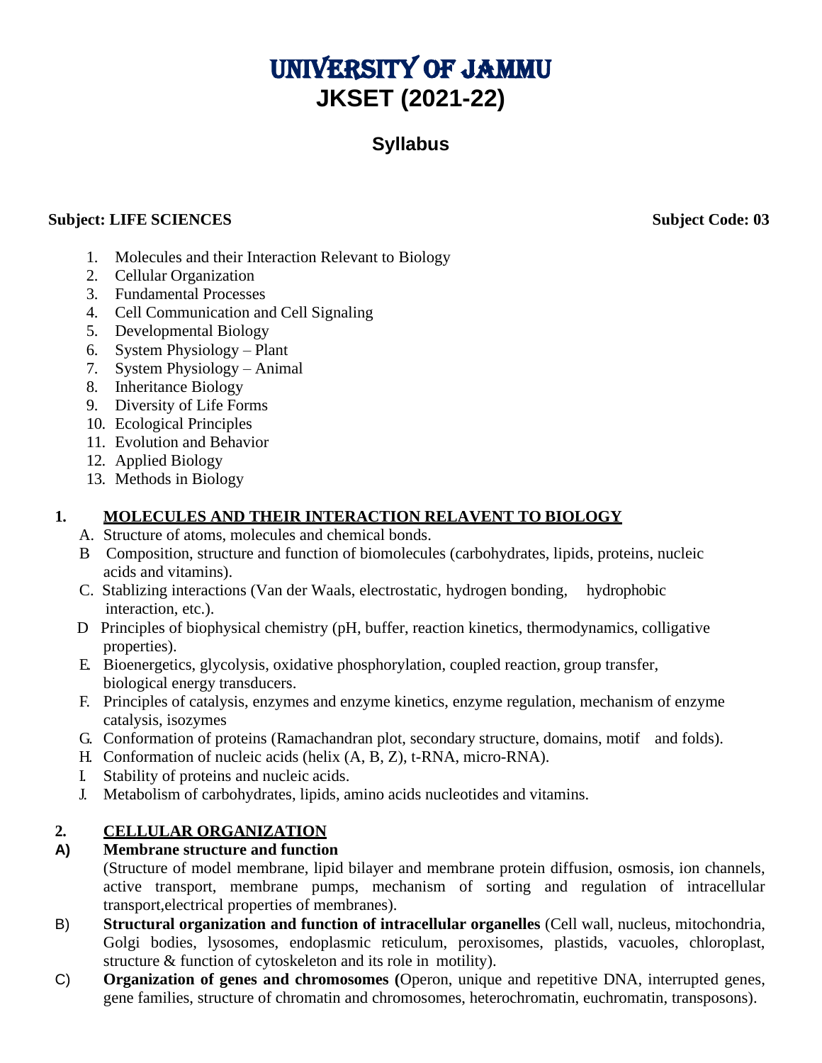# UNIVERSITY OF JAMMU
# JKSET (2021-22)

## Syllabus

**Subject: LIFE SCIENCES** **Subject Code: 03**

1. Molecules and their Interaction Relevant to Biology
2. Cellular Organization
3. Fundamental Processes
4. Cell Communication and Cell Signaling
5. Developmental Biology
6. System Physiology – Plant
7. System Physiology – Animal
8. Inheritance Biology
9. Diversity of Life Forms
10. Ecological Principles
11. Evolution and Behavior
12. Applied Biology
13. Methods in Biology

### 1. MOLECULES AND THEIR INTERACTION RELAVENT TO BIOLOGY

A. Structure of atoms, molecules and chemical bonds.

B Composition, structure and function of biomolecules (carbohydrates, lipids, proteins, nucleic acids and vitamins).

C. Stablizing interactions (Van der Waals, electrostatic, hydrogen bonding, hydrophobic interaction, etc.).

D Principles of biophysical chemistry (pH, buffer, reaction kinetics, thermodynamics, colligative properties).

E. Bioenergetics, glycolysis, oxidative phosphorylation, coupled reaction, group transfer, biological energy transducers.

F. Principles of catalysis, enzymes and enzyme kinetics, enzyme regulation, mechanism of enzyme catalysis, isozymes

G. Conformation of proteins (Ramachandran plot, secondary structure, domains, motif and folds).

H. Conformation of nucleic acids (helix (A, B, Z), t-RNA, micro-RNA).

I. Stability of proteins and nucleic acids.

J. Metabolism of carbohydrates, lipids, amino acids nucleotides and vitamins.

### 2. CELLULAR ORGANIZATION

**A) Membrane structure and function**

(Structure of model membrane, lipid bilayer and membrane protein diffusion, osmosis, ion channels, active transport, membrane pumps, mechanism of sorting and regulation of intracellular transport,electrical properties of membranes).

B) **Structural organization and function of intracellular organelles** (Cell wall, nucleus, mitochondria, Golgi bodies, lysosomes, endoplasmic reticulum, peroxisomes, plastids, vacuoles, chloroplast, structure & function of cytoskeleton and its role in motility).

C) **Organization of genes and chromosomes (**Operon, unique and repetitive DNA, interrupted genes, gene families, structure of chromatin and chromosomes, heterochromatin, euchromatin, transposons).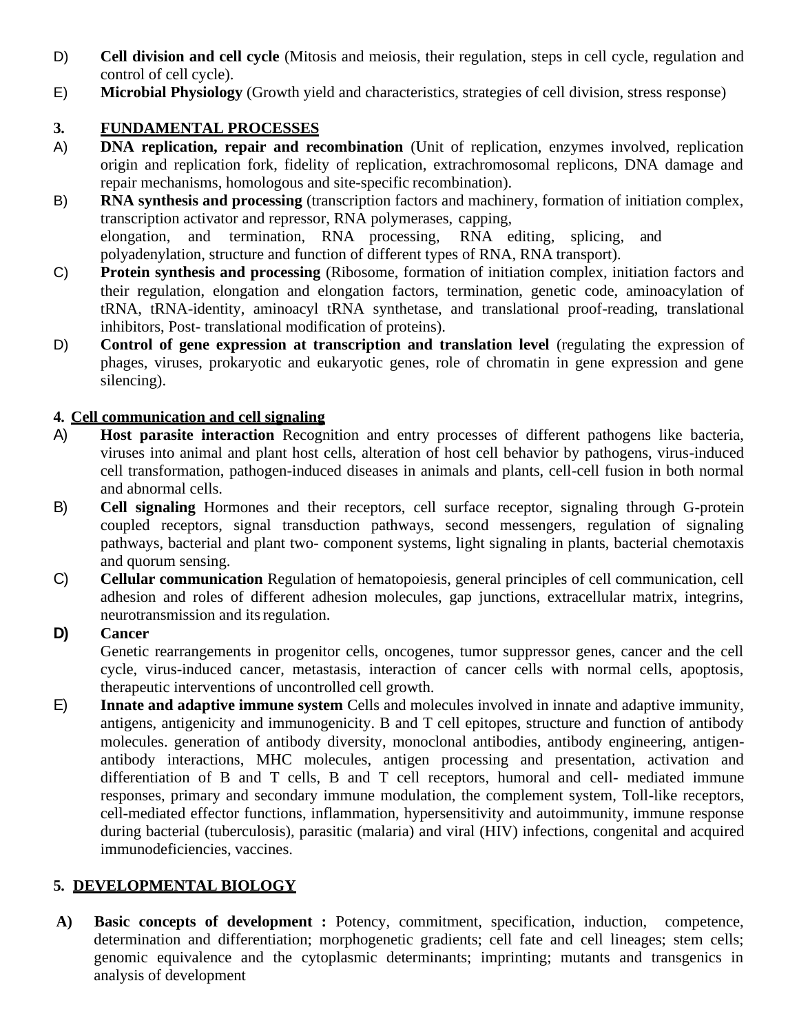D) **Cell division and cell cycle** (Mitosis and meiosis, their regulation, steps in cell cycle, regulation and control of cell cycle).

E) **Microbial Physiology** (Growth yield and characteristics, strategies of cell division, stress response)

## 3. FUNDAMENTAL PROCESSES

A) **DNA replication, repair and recombination** (Unit of replication, enzymes involved, replication origin and replication fork, fidelity of replication, extrachromosomal replicons, DNA damage and repair mechanisms, homologous and site-specific recombination).

B) **RNA synthesis and processing** (transcription factors and machinery, formation of initiation complex, transcription activator and repressor, RNA polymerases, capping, elongation, and termination, RNA processing, RNA editing, splicing, and polyadenylation, structure and function of different types of RNA, RNA transport).

C) **Protein synthesis and processing** (Ribosome, formation of initiation complex, initiation factors and their regulation, elongation and elongation factors, termination, genetic code, aminoacylation of tRNA, tRNA-identity, aminoacyl tRNA synthetase, and translational proof-reading, translational inhibitors, Post- translational modification of proteins).

D) **Control of gene expression at transcription and translation level** (regulating the expression of phages, viruses, prokaryotic and eukaryotic genes, role of chromatin in gene expression and gene silencing).

## 4. Cell communication and cell signaling

A) **Host parasite interaction** Recognition and entry processes of different pathogens like bacteria, viruses into animal and plant host cells, alteration of host cell behavior by pathogens, virus-induced cell transformation, pathogen-induced diseases in animals and plants, cell-cell fusion in both normal and abnormal cells.

B) **Cell signaling** Hormones and their receptors, cell surface receptor, signaling through G-protein coupled receptors, signal transduction pathways, second messengers, regulation of signaling pathways, bacterial and plant two- component systems, light signaling in plants, bacterial chemotaxis and quorum sensing.

C) **Cellular communication** Regulation of hematopoiesis, general principles of cell communication, cell adhesion and roles of different adhesion molecules, gap junctions, extracellular matrix, integrins, neurotransmission and its regulation.

**D) Cancer**

Genetic rearrangements in progenitor cells, oncogenes, tumor suppressor genes, cancer and the cell cycle, virus-induced cancer, metastasis, interaction of cancer cells with normal cells, apoptosis, therapeutic interventions of uncontrolled cell growth.

E) **Innate and adaptive immune system** Cells and molecules involved in innate and adaptive immunity, antigens, antigenicity and immunogenicity. B and T cell epitopes, structure and function of antibody molecules. generation of antibody diversity, monoclonal antibodies, antibody engineering, antigen-antibody interactions, MHC molecules, antigen processing and presentation, activation and differentiation of B and T cells, B and T cell receptors, humoral and cell- mediated immune responses, primary and secondary immune modulation, the complement system, Toll-like receptors, cell-mediated effector functions, inflammation, hypersensitivity and autoimmunity, immune response during bacterial (tuberculosis), parasitic (malaria) and viral (HIV) infections, congenital and acquired immunodeficiencies, vaccines.

## 5. DEVELOPMENTAL BIOLOGY

**A) Basic concepts of development :** Potency, commitment, specification, induction, competence, determination and differentiation; morphogenetic gradients; cell fate and cell lineages; stem cells; genomic equivalence and the cytoplasmic determinants; imprinting; mutants and transgenics in analysis of development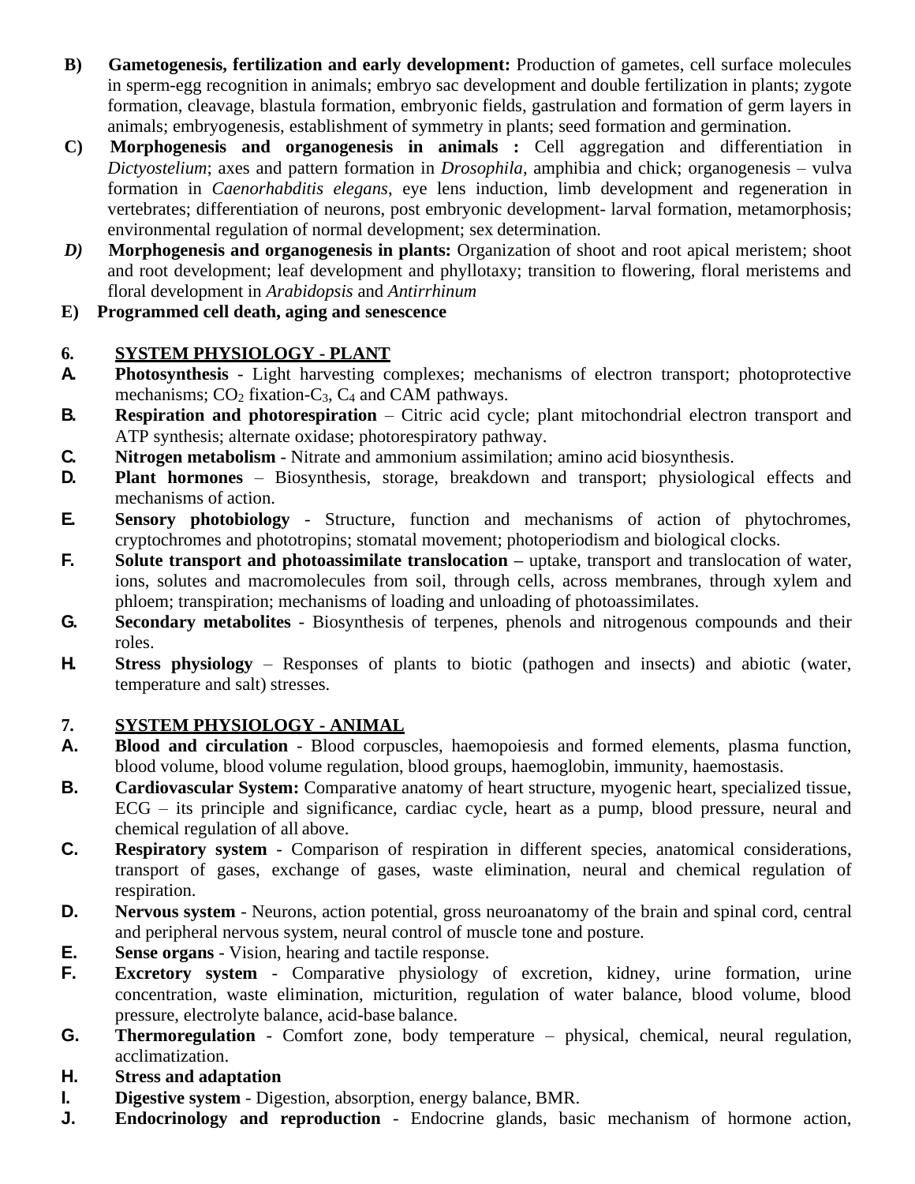**B) Gametogenesis, fertilization and early development:** Production of gametes, cell surface molecules in sperm-egg recognition in animals; embryo sac development and double fertilization in plants; zygote formation, cleavage, blastula formation, embryonic fields, gastrulation and formation of germ layers in animals; embryogenesis, establishment of symmetry in plants; seed formation and germination.

**C) Morphogenesis and organogenesis in animals :** Cell aggregation and differentiation in *Dictyostelium*; axes and pattern formation in *Drosophila*, amphibia and chick; organogenesis – vulva formation in *Caenorhabditis elegans*, eye lens induction, limb development and regeneration in vertebrates; differentiation of neurons, post embryonic development- larval formation, metamorphosis; environmental regulation of normal development; sex determination.

***D)*** **Morphogenesis and organogenesis in plants:** Organization of shoot and root apical meristem; shoot and root development; leaf development and phyllotaxy; transition to flowering, floral meristems and floral development in *Arabidopsis* and *Antirrhinum*

**E) Programmed cell death, aging and senescence**

## 6. SYSTEM PHYSIOLOGY - PLANT

**A.** **Photosynthesis** - Light harvesting complexes; mechanisms of electron transport; photoprotective mechanisms; $CO_2$ fixation-$C_3$, $C_4$ and CAM pathways.

**B.** **Respiration and photorespiration** – Citric acid cycle; plant mitochondrial electron transport and ATP synthesis; alternate oxidase; photorespiratory pathway.

**C.** **Nitrogen metabolism** - Nitrate and ammonium assimilation; amino acid biosynthesis.

**D.** **Plant hormones** – Biosynthesis, storage, breakdown and transport; physiological effects and mechanisms of action.

**E.** **Sensory photobiology** - Structure, function and mechanisms of action of phytochromes, cryptochromes and phototropins; stomatal movement; photoperiodism and biological clocks.

**F.** **Solute transport and photoassimilate translocation –** uptake, transport and translocation of water, ions, solutes and macromolecules from soil, through cells, across membranes, through xylem and phloem; transpiration; mechanisms of loading and unloading of photoassimilates.

**G.** **Secondary metabolites** - Biosynthesis of terpenes, phenols and nitrogenous compounds and their roles.

**H.** **Stress physiology** – Responses of plants to biotic (pathogen and insects) and abiotic (water, temperature and salt) stresses.

## 7. SYSTEM PHYSIOLOGY - ANIMAL

**A.** **Blood and circulation** - Blood corpuscles, haemopoiesis and formed elements, plasma function, blood volume, blood volume regulation, blood groups, haemoglobin, immunity, haemostasis.

**B.** **Cardiovascular System:** Comparative anatomy of heart structure, myogenic heart, specialized tissue, ECG – its principle and significance, cardiac cycle, heart as a pump, blood pressure, neural and chemical regulation of all above.

**C.** **Respiratory system** - Comparison of respiration in different species, anatomical considerations, transport of gases, exchange of gases, waste elimination, neural and chemical regulation of respiration.

**D.** **Nervous system** - Neurons, action potential, gross neuroanatomy of the brain and spinal cord, central and peripheral nervous system, neural control of muscle tone and posture.

**E.** **Sense organs** - Vision, hearing and tactile response.

**F.** **Excretory system** - Comparative physiology of excretion, kidney, urine formation, urine concentration, waste elimination, micturition, regulation of water balance, blood volume, blood pressure, electrolyte balance, acid-base balance.

**G.** **Thermoregulation** - Comfort zone, body temperature – physical, chemical, neural regulation, acclimatization.

**H.** **Stress and adaptation**

**I.** **Digestive system** - Digestion, absorption, energy balance, BMR.

**J.** **Endocrinology and reproduction** - Endocrine glands, basic mechanism of hormone action,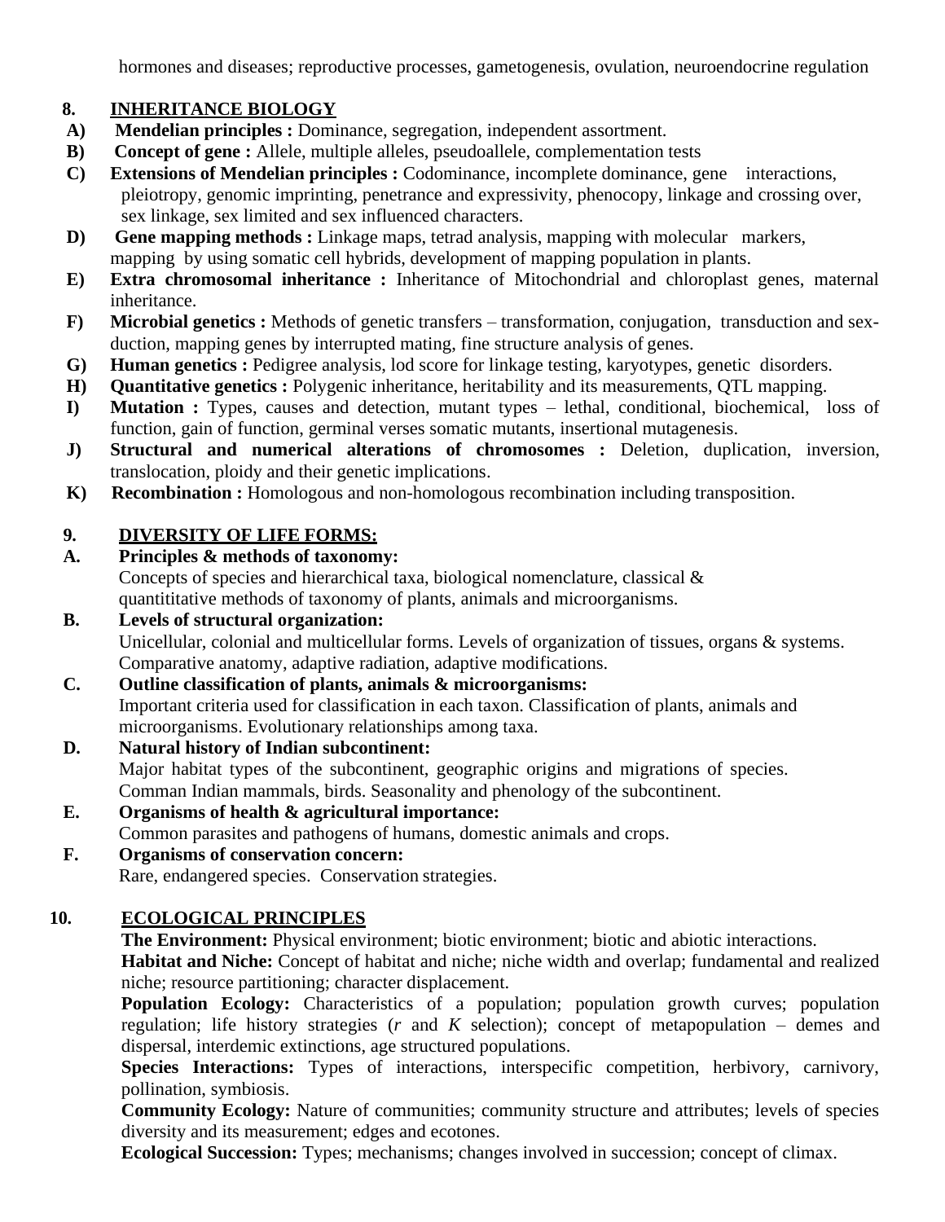hormones and diseases; reproductive processes, gametogenesis, ovulation, neuroendocrine regulation

## 8. INHERITANCE BIOLOGY

**A) Mendelian principles :** Dominance, segregation, independent assortment.

**B) Concept of gene :** Allele, multiple alleles, pseudoallele, complementation tests

**C) Extensions of Mendelian principles :** Codominance, incomplete dominance, gene interactions, pleiotropy, genomic imprinting, penetrance and expressivity, phenocopy, linkage and crossing over, sex linkage, sex limited and sex influenced characters.

**D) Gene mapping methods :** Linkage maps, tetrad analysis, mapping with molecular markers, mapping by using somatic cell hybrids, development of mapping population in plants.

**E) Extra chromosomal inheritance :** Inheritance of Mitochondrial and chloroplast genes, maternal inheritance.

**F) Microbial genetics :** Methods of genetic transfers – transformation, conjugation, transduction and sex-duction, mapping genes by interrupted mating, fine structure analysis of genes.

**G) Human genetics :** Pedigree analysis, lod score for linkage testing, karyotypes, genetic disorders.

**H) Quantitative genetics :** Polygenic inheritance, heritability and its measurements, QTL mapping.

**I) Mutation :** Types, causes and detection, mutant types – lethal, conditional, biochemical, loss of function, gain of function, germinal verses somatic mutants, insertional mutagenesis.

**J) Structural and numerical alterations of chromosomes :** Deletion, duplication, inversion, translocation, ploidy and their genetic implications.

**K) Recombination :** Homologous and non-homologous recombination including transposition.

## 9. DIVERSITY OF LIFE FORMS:

**A. Principles & methods of taxonomy:**
Concepts of species and hierarchical taxa, biological nomenclature, classical & quantititative methods of taxonomy of plants, animals and microorganisms.

**B. Levels of structural organization:**
Unicellular, colonial and multicellular forms. Levels of organization of tissues, organs & systems. Comparative anatomy, adaptive radiation, adaptive modifications.

**C. Outline classification of plants, animals & microorganisms:**
Important criteria used for classification in each taxon. Classification of plants, animals and microorganisms. Evolutionary relationships among taxa.

**D. Natural history of Indian subcontinent:**
Major habitat types of the subcontinent, geographic origins and migrations of species. Comman Indian mammals, birds. Seasonality and phenology of the subcontinent.

**E. Organisms of health & agricultural importance:**
Common parasites and pathogens of humans, domestic animals and crops.

**F. Organisms of conservation concern:**
Rare, endangered species. Conservation strategies.

## 10. ECOLOGICAL PRINCIPLES

**The Environment:** Physical environment; biotic environment; biotic and abiotic interactions.

**Habitat and Niche:** Concept of habitat and niche; niche width and overlap; fundamental and realized niche; resource partitioning; character displacement.

**Population Ecology:** Characteristics of a population; population growth curves; population regulation; life history strategies (*r* and *K* selection); concept of metapopulation – demes and dispersal, interdemic extinctions, age structured populations.

**Species Interactions:** Types of interactions, interspecific competition, herbivory, carnivory, pollination, symbiosis.

**Community Ecology:** Nature of communities; community structure and attributes; levels of species diversity and its measurement; edges and ecotones.

**Ecological Succession:** Types; mechanisms; changes involved in succession; concept of climax.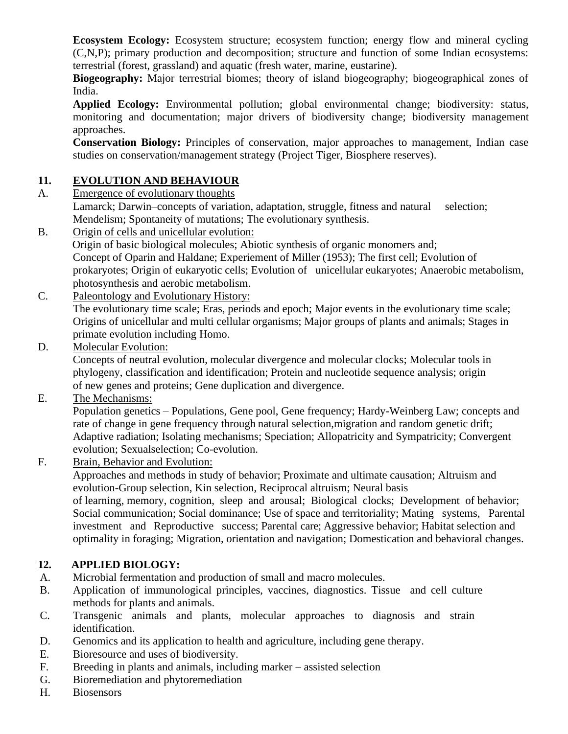**Ecosystem Ecology:** Ecosystem structure; ecosystem function; energy flow and mineral cycling (C,N,P); primary production and decomposition; structure and function of some Indian ecosystems: terrestrial (forest, grassland) and aquatic (fresh water, marine, eustarine).

**Biogeography:** Major terrestrial biomes; theory of island biogeography; biogeographical zones of India.

**Applied Ecology:** Environmental pollution; global environmental change; biodiversity: status, monitoring and documentation; major drivers of biodiversity change; biodiversity management approaches.

**Conservation Biology:** Principles of conservation, major approaches to management, Indian case studies on conservation/management strategy (Project Tiger, Biosphere reserves).

## 11. EVOLUTION AND BEHAVIOUR

A. Emergence of evolutionary thoughts

Lamarck; Darwin–concepts of variation, adaptation, struggle, fitness and natural selection; Mendelism; Spontaneity of mutations; The evolutionary synthesis.

B. Origin of cells and unicellular evolution:

Origin of basic biological molecules; Abiotic synthesis of organic monomers and; Concept of Oparin and Haldane; Experiement of Miller (1953); The first cell; Evolution of prokaryotes; Origin of eukaryotic cells; Evolution of unicellular eukaryotes; Anaerobic metabolism, photosynthesis and aerobic metabolism.

C. Paleontology and Evolutionary History:

The evolutionary time scale; Eras, periods and epoch; Major events in the evolutionary time scale; Origins of unicellular and multi cellular organisms; Major groups of plants and animals; Stages in primate evolution including Homo.

D. Molecular Evolution:

Concepts of neutral evolution, molecular divergence and molecular clocks; Molecular tools in phylogeny, classification and identification; Protein and nucleotide sequence analysis; origin of new genes and proteins; Gene duplication and divergence.

E. The Mechanisms:

Population genetics – Populations, Gene pool, Gene frequency; Hardy-Weinberg Law; concepts and rate of change in gene frequency through natural selection,migration and random genetic drift; Adaptive radiation; Isolating mechanisms; Speciation; Allopatricity and Sympatricity; Convergent evolution; Sexualselection; Co-evolution.

F. Brain, Behavior and Evolution:

Approaches and methods in study of behavior; Proximate and ultimate causation; Altruism and evolution-Group selection, Kin selection, Reciprocal altruism; Neural basis of learning, memory, cognition, sleep and arousal; Biological clocks; Development of behavior; Social communication; Social dominance; Use of space and territoriality; Mating systems, Parental investment and Reproductive success; Parental care; Aggressive behavior; Habitat selection and optimality in foraging; Migration, orientation and navigation; Domestication and behavioral changes.

## 12. APPLIED BIOLOGY:

A. Microbial fermentation and production of small and macro molecules.

B. Application of immunological principles, vaccines, diagnostics. Tissue and cell culture methods for plants and animals.

C. Transgenic animals and plants, molecular approaches to diagnosis and strain identification.

D. Genomics and its application to health and agriculture, including gene therapy.

E. Bioresource and uses of biodiversity.

F. Breeding in plants and animals, including marker – assisted selection

G. Bioremediation and phytoremediation

H. Biosensors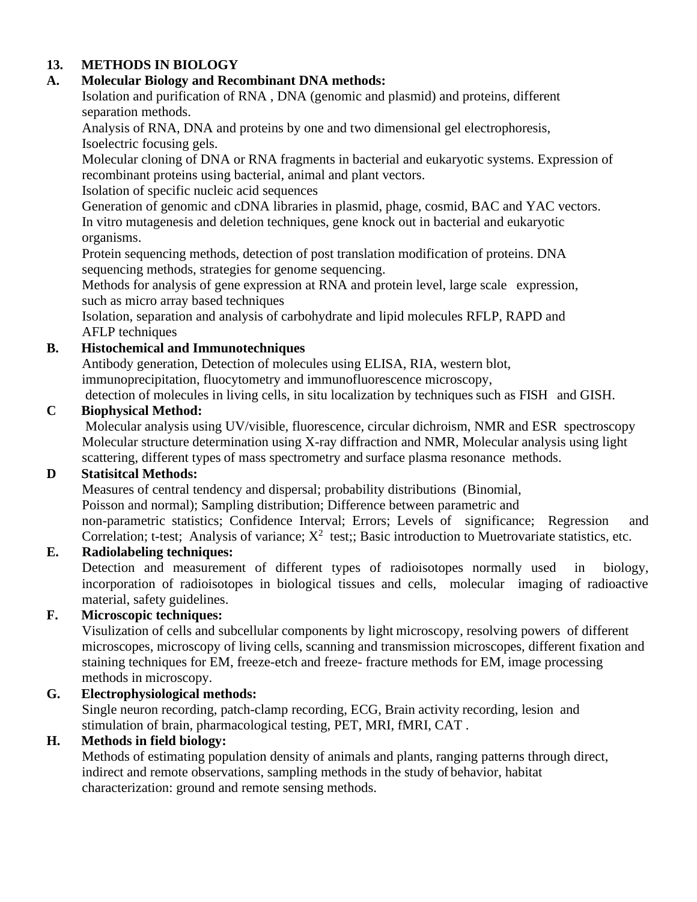## 13. METHODS IN BIOLOGY

### A. Molecular Biology and Recombinant DNA methods:

Isolation and purification of RNA , DNA (genomic and plasmid) and proteins, different separation methods.

Analysis of RNA, DNA and proteins by one and two dimensional gel electrophoresis, Isoelectric focusing gels.

Molecular cloning of DNA or RNA fragments in bacterial and eukaryotic systems. Expression of recombinant proteins using bacterial, animal and plant vectors.

Isolation of specific nucleic acid sequences

Generation of genomic and cDNA libraries in plasmid, phage, cosmid, BAC and YAC vectors.

In vitro mutagenesis and deletion techniques, gene knock out in bacterial and eukaryotic organisms.

Protein sequencing methods, detection of post translation modification of proteins. DNA sequencing methods, strategies for genome sequencing.

Methods for analysis of gene expression at RNA and protein level, large scale expression, such as micro array based techniques

Isolation, separation and analysis of carbohydrate and lipid molecules RFLP, RAPD and AFLP techniques

### B. Histochemical and Immunotechniques

Antibody generation, Detection of molecules using ELISA, RIA, western blot, immunoprecipitation, fluocytometry and immunofluorescence microscopy, detection of molecules in living cells, in situ localization by techniques such as FISH and GISH.

### C Biophysical Method:

Molecular analysis using UV/visible, fluorescence, circular dichroism, NMR and ESR spectroscopy Molecular structure determination using X-ray diffraction and NMR, Molecular analysis using light scattering, different types of mass spectrometry and surface plasma resonance methods.

### D Statisitcal Methods:

Measures of central tendency and dispersal; probability distributions (Binomial, Poisson and normal); Sampling distribution; Difference between parametric and non-parametric statistics; Confidence Interval; Errors; Levels of significance; Regression and Correlation; t-test; Analysis of variance; $X^2$ test;; Basic introduction to Muetrovariate statistics, etc.

### E. Radiolabeling techniques:

Detection and measurement of different types of radioisotopes normally used in biology, incorporation of radioisotopes in biological tissues and cells, molecular imaging of radioactive material, safety guidelines.

### F. Microscopic techniques:

Visulization of cells and subcellular components by light microscopy, resolving powers of different microscopes, microscopy of living cells, scanning and transmission microscopes, different fixation and staining techniques for EM, freeze-etch and freeze- fracture methods for EM, image processing methods in microscopy.

### G. Electrophysiological methods:

Single neuron recording, patch-clamp recording, ECG, Brain activity recording, lesion and stimulation of brain, pharmacological testing, PET, MRI, fMRI, CAT .

### H. Methods in field biology:

Methods of estimating population density of animals and plants, ranging patterns through direct, indirect and remote observations, sampling methods in the study of behavior, habitat characterization: ground and remote sensing methods.